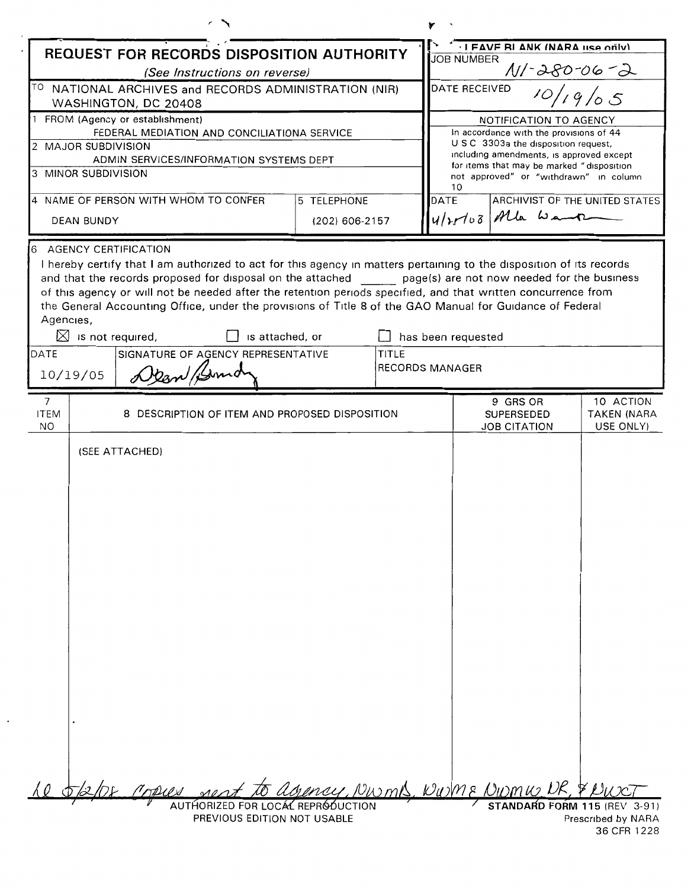# REQUEST FOR RECORDS DISPOSITION AUTHORITY

*(See Instructions on reverse)*

| | |
|---|---|
| TO NATIONAL ARCHIVES and RECORDS ADMINISTRATION (NIR) WASHINGTON, DC 20408 | LEAVE BLANK (NARA use only) JOB NUMBER N1-280-06-2 |
| | DATE RECEIVED 10/19/05 |

1 FROM (Agency or establishment)
FEDERAL MEDIATION AND CONCILIATIONA SERVICE

2 MAJOR SUBDIVISION
ADMIN SERVICES/INFORMATION SYSTEMS DEPT

3 MINOR SUBDIVISION

4 NAME OF PERSON WITH WHOM TO CONFER
DEAN BUNDY

5 TELEPHONE
(202) 606-2157

**NOTIFICATION TO AGENCY**

In accordance with the provisions of 44 U S C 3303a the disposition request, including amendments, is approved except for items that may be marked "disposition not approved" or "withdrawn" in column 10

| DATE | ARCHIVIST OF THE UNITED STATES |
|---|---|
| 4/28/08 | Alla Wa... |

6 AGENCY CERTIFICATION

I hereby certify that I am authorized to act for this agency in matters pertaining to the disposition of its records and that the records proposed for disposal on the attached ______ page(s) are not now needed for the business of this agency or will not be needed after the retention periods specified, and that written concurrence from the General Accounting Office, under the provisions of Title 8 of the GAO Manual for Guidance of Federal Agencies,

☒ is not required, ☐ is attached, or ☐ has been requested

| DATE | SIGNATURE OF AGENCY REPRESENTATIVE | TITLE |
|---|---|---|
| 10/19/05 | Dean Bundy | RECORDS MANAGER |

| 7 ITEM NO | 8 DESCRIPTION OF ITEM AND PROPOSED DISPOSITION | 9 GRS OR SUPERSEDED JOB CITATION | 10 ACTION TAKEN (NARA USE ONLY) |
|---|---|---|---|
| | (SEE ATTACHED) | | |

LQ 5/2/08 copies sent to agency, NWMD, NWME, NWMW, NR, & NWCT

AUTHORIZED FOR LOCAL REPRODUCTION
PREVIOUS EDITION NOT USABLE

STANDARD FORM 115 (REV 3-91)
Prescribed by NARA
36 CFR 1228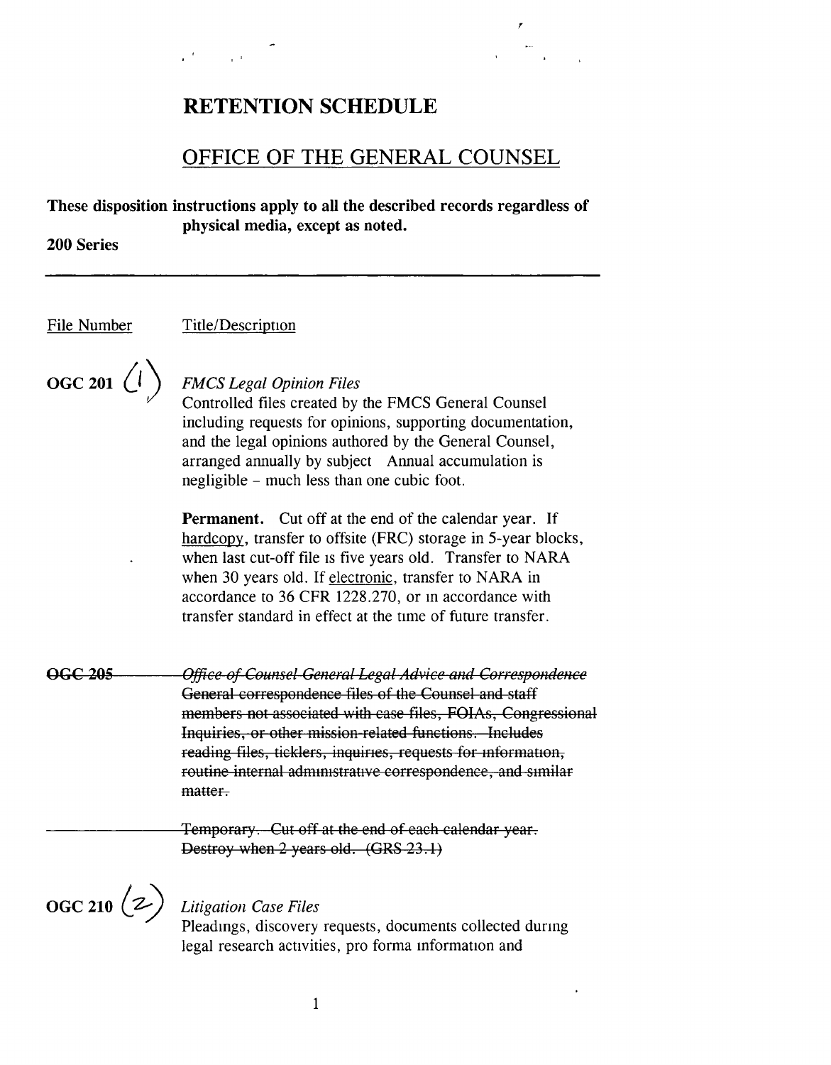# RETENTION SCHEDULE

## OFFICE OF THE GENERAL COUNSEL

**These disposition instructions apply to all the described records regardless of physical media, except as noted.**

**200 Series**

---

File Number — Title/Description

**OGC 201** (1)

*FMCS Legal Opinion Files*

Controlled files created by the FMCS General Counsel including requests for opinions, supporting documentation, and the legal opinions authored by the General Counsel, arranged annually by subject Annual accumulation is negligible - much less than one cubic foot.

**Permanent.** Cut off at the end of the calendar year. If hardcopy, transfer to offsite (FRC) storage in 5-year blocks, when last cut-off file is five years old. Transfer to NARA when 30 years old. If electronic, transfer to NARA in accordance to 36 CFR 1228.270, or in accordance with transfer standard in effect at the time of future transfer.

~~**OGC 205**~~

~~*Office of Counsel General Legal Advice and Correspondence*~~

~~General correspondence files of the Counsel and staff members not associated with case files, FOIAs, Congressional Inquiries, or other mission-related functions. Includes reading files, ticklers, inquiries, requests for information, routine internal administrative correspondence, and similar matter.~~

~~Temporary. Cut off at the end of each calendar year. Destroy when 2 years old. (GRS 23.1)~~

**OGC 210** (2)

*Litigation Case Files*

Pleadings, discovery requests, documents collected during legal research activities, pro forma information and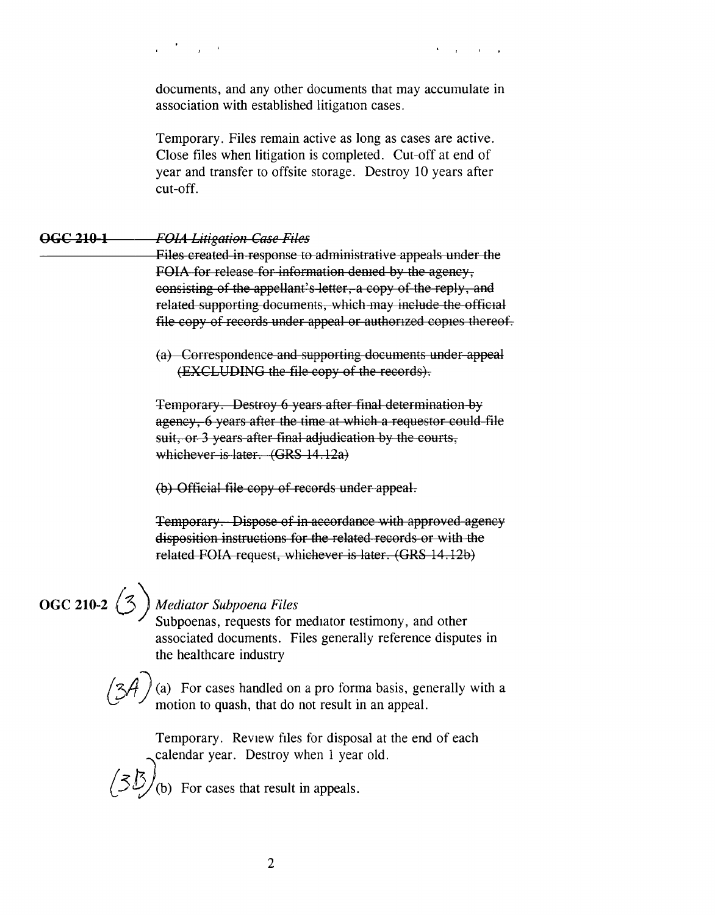documents, and any other documents that may accumulate in association with established litigation cases.

Temporary. Files remain active as long as cases are active. Close files when litigation is completed. Cut-off at end of year and transfer to offsite storage. Destroy 10 years after cut-off.

~~**OGC 210-1**~~ ~~*FOIA Litigation Case Files*~~

~~Files created in response to administrative appeals under the FOIA for release for information denied by the agency, consisting of the appellant's letter, a copy of the reply, and related supporting documents, which may include the official file copy of records under appeal or authorized copies thereof.~~

~~(a) Correspondence and supporting documents under appeal (EXCLUDING the file copy of the records).~~

~~Temporary. Destroy 6 years after final determination by agency, 6 years after the time at which a requestor could file suit, or 3 years after final adjudication by the courts, whichever is later. (GRS 14.12a)~~

~~(b) Official file copy of records under appeal.~~

~~Temporary. Dispose of in accordance with approved agency disposition instructions for the related records or with the related FOIA request, whichever is later. (GRS 14.12b)~~

**OGC 210-2** (3) *Mediator Subpoena Files*

Subpoenas, requests for mediator testimony, and other associated documents. Files generally reference disputes in the healthcare industry

(3A) (a) For cases handled on a pro forma basis, generally with a motion to quash, that do not result in an appeal.

Temporary. Review files for disposal at the end of each calendar year. Destroy when 1 year old.

(3B) (b) For cases that result in appeals.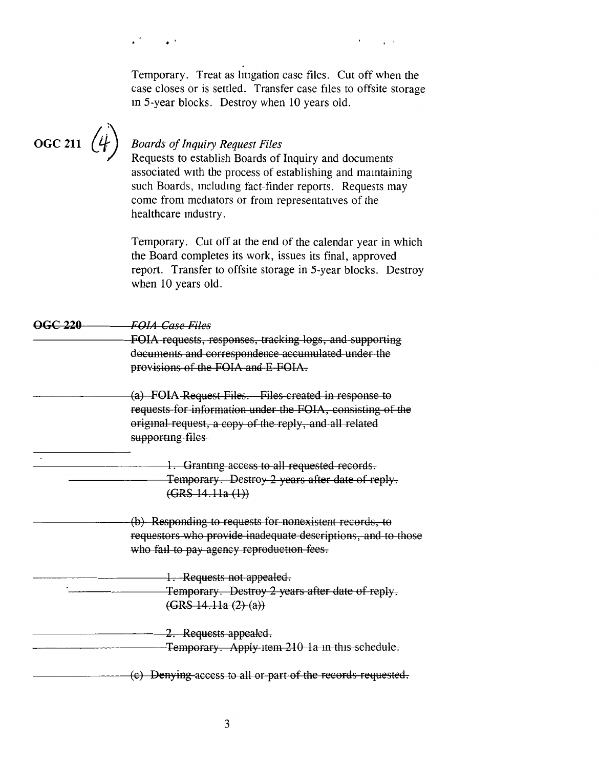Temporary. Treat as litigation case files. Cut off when the case closes or is settled. Transfer case files to offsite storage in 5-year blocks. Destroy when 10 years old.

**OGC 211** (4) *Boards of Inquiry Request Files*

Requests to establish Boards of Inquiry and documents associated with the process of establishing and maintaining such Boards, including fact-finder reports. Requests may come from mediators or from representatives of the healthcare industry.

Temporary. Cut off at the end of the calendar year in which the Board completes its work, issues its final, approved report. Transfer to offsite storage in 5-year blocks. Destroy when 10 years old.

~~**OGC 220** *FOIA Case Files*~~

~~FOIA requests, responses, tracking logs, and supporting documents and correspondence accumulated under the provisions of the FOIA and E-FOIA.~~

~~(a) FOIA Request Files. Files created in response to requests for information under the FOIA, consisting of the original request, a copy of the reply, and all related supporting files~~

~~1. Granting access to all requested records.~~
~~Temporary. Destroy 2 years after date of reply. (GRS 14.11a (1))~~

~~(b) Responding to requests for nonexistent records, to requestors who provide inadequate descriptions, and to those who fail to pay agency reproduction fees.~~

~~1. Requests not appealed.~~
~~Temporary. Destroy 2 years after date of reply. (GRS 14.11a (2) (a))~~

~~2. Requests appealed.~~
~~Temporary. Apply item 210 1a in this schedule.~~

~~(c) Denying access to all or part of the records requested.~~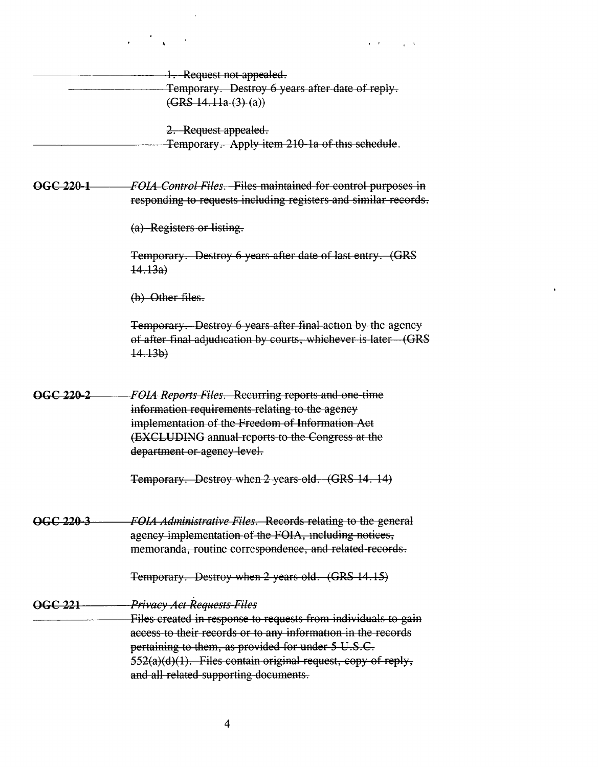~~1. Request not appealed.~~
~~Temporary. Destroy 6 years after date of reply. (GRS 14.11a (3) (a))~~

~~2. Request appealed.~~
~~Temporary. Apply item 210-1a of this schedule.~~

~~**OGC 220-1**~~ ~~*FOIA Control Files.* Files maintained for control purposes in responding to requests including registers and similar records.~~

~~(a) Registers or listing.~~

~~Temporary. Destroy 6 years after date of last entry. (GRS 14.13a)~~

~~(b) Other files.~~

~~Temporary. Destroy 6 years after final action by the agency of after final adjudication by courts, whichever is later (GRS 14.13b)~~

~~**OGC 220-2**~~ ~~*FOIA Reports Files.* Recurring reports and one-time information requirements relating to the agency implementation of the Freedom of Information Act (EXCLUDING annual reports to the Congress at the department or agency level.~~

~~Temporary. Destroy when 2 years old. (GRS 14. 14)~~

~~**OGC 220-3**~~ ~~*FOIA Administrative Files.* Records relating to the general agency implementation of the FOIA, including notices, memoranda, routine correspondence, and related records.~~

~~Temporary. Destroy when 2 years old. (GRS 14.15)~~

~~**OGC 221**~~ ~~*Privacy Act Requests Files*~~
~~Files created in response to requests from individuals to gain access to their records or to any information in the records pertaining to them, as provided for under 5 U.S.C. 552(a)(d)(1). Files contain original request, copy of reply, and all related supporting documents.~~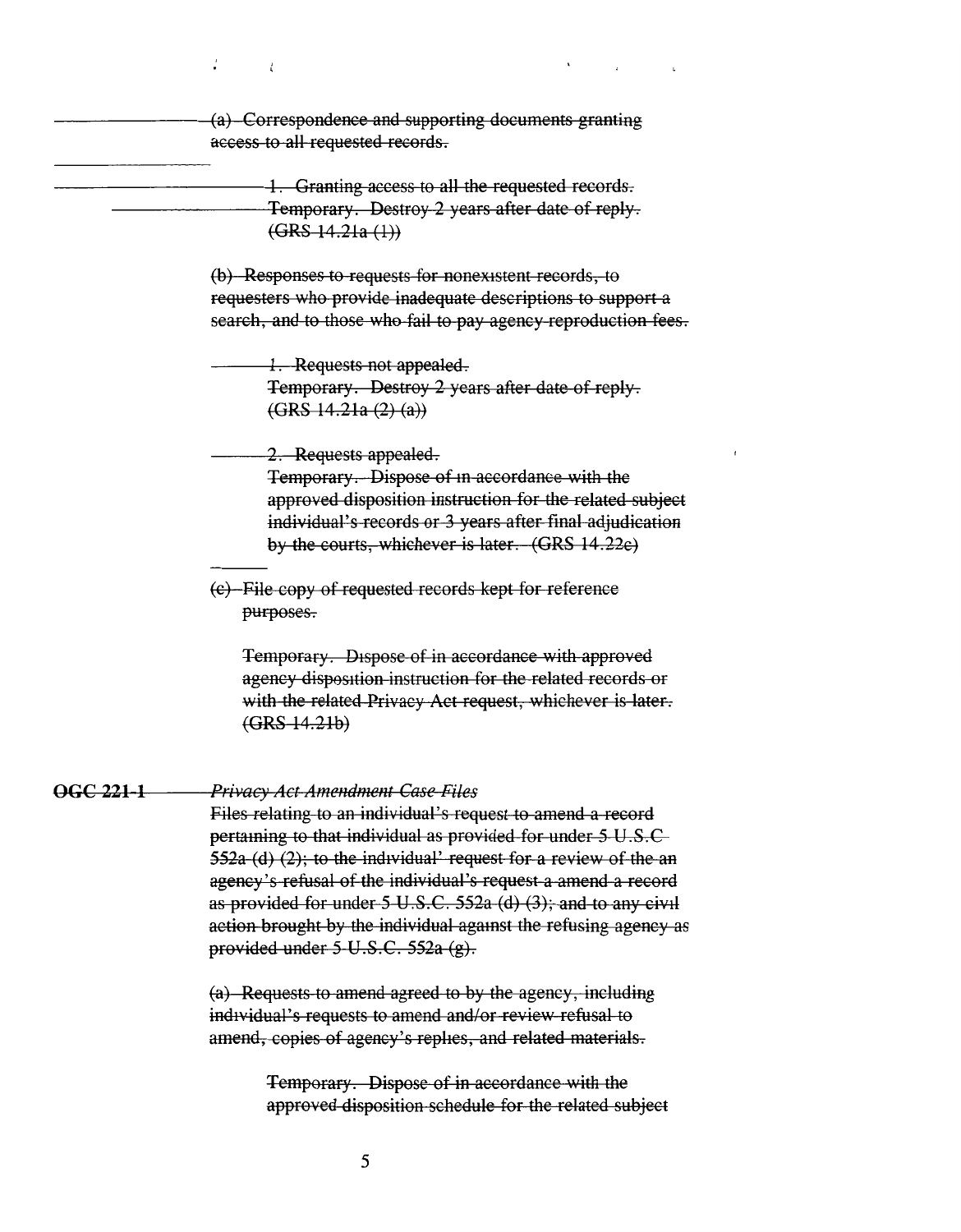~~(a) Correspondence and supporting documents granting access to all requested records.~~

~~1. Granting access to all the requested records.~~
~~Temporary. Destroy 2 years after date of reply.~~
~~(GRS 14.21a (1))~~

~~(b) Responses to requests for nonexistent records, to requesters who provide inadequate descriptions to support a search, and to those who fail to pay agency reproduction fees.~~

~~1. Requests not appealed.~~
~~Temporary. Destroy 2 years after date of reply.~~
~~(GRS 14.21a (2) (a))~~

~~2. Requests appealed.~~
~~Temporary. Dispose of in accordance with the approved disposition instruction for the related subject individual's records or 3 years after final adjudication by the courts, whichever is later. (GRS 14.22c)~~

~~(c) File copy of requested records kept for reference purposes.~~

~~Temporary. Dispose of in accordance with approved agency disposition instruction for the related records or with the related Privacy Act request, whichever is later. (GRS 14.21b)~~

~~**OGC 221-1**~~ ~~*Privacy Act Amendment Case Files*~~
~~Files relating to an individual's request to amend a record pertaining to that individual as provided for under 5 U.S.C 552a (d) (2); to the individual' request for a review of the an agency's refusal of the individual's request a amend a record as provided for under 5 U.S.C. 552a (d) (3); and to any civil action brought by the individual against the refusing agency as provided under 5 U.S.C. 552a (g).~~

~~(a) Requests to amend agreed to by the agency, including individual's requests to amend and/or review refusal to amend, copies of agency's replies, and related materials.~~

~~Temporary. Dispose of in accordance with the approved disposition schedule for the related subject~~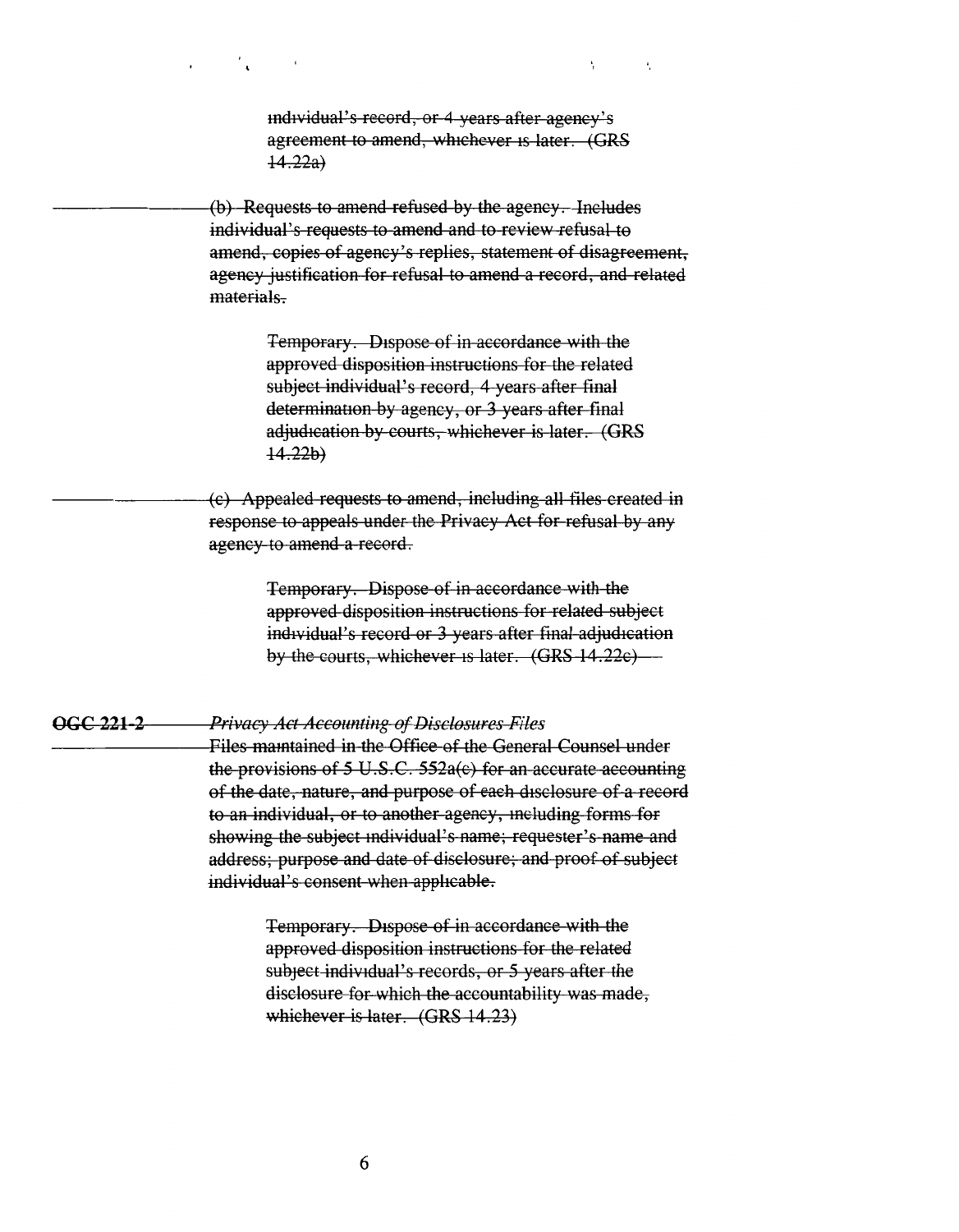~~individual's record, or 4 years after agency's agreement to amend, whichever is later. (GRS 14.22a)~~

~~(b) Requests to amend refused by the agency. Includes individual's requests to amend and to review refusal to amend, copies of agency's replies, statement of disagreement, agency justification for refusal to amend a record, and related materials.~~

> ~~Temporary. Dispose of in accordance with the approved disposition instructions for the related subject individual's record, 4 years after final determination by agency, or 3 years after final adjudication by courts, whichever is later. (GRS 14.22b)~~

~~(c) Appealed requests to amend, including all files created in response to appeals under the Privacy Act for refusal by any agency to amend a record.~~

> ~~Temporary. Dispose of in accordance with the approved disposition instructions for related subject individual's record or 3 years after final adjudication by the courts, whichever is later. (GRS 14.22c)~~

~~**OGC 221-2**~~ ~~*Privacy Act Accounting of Disclosures Files*~~

~~Files maintained in the Office of the General Counsel under the provisions of 5 U.S.C. 552a(c) for an accurate accounting of the date, nature, and purpose of each disclosure of a record to an individual, or to another agency, including forms for showing the subject individual's name; requester's name and address; purpose and date of disclosure; and proof of subject individual's consent when applicable.~~

> ~~Temporary. Dispose of in accordance with the approved disposition instructions for the related subject individual's records, or 5 years after the disclosure for which the accountability was made, whichever is later. (GRS 14.23)~~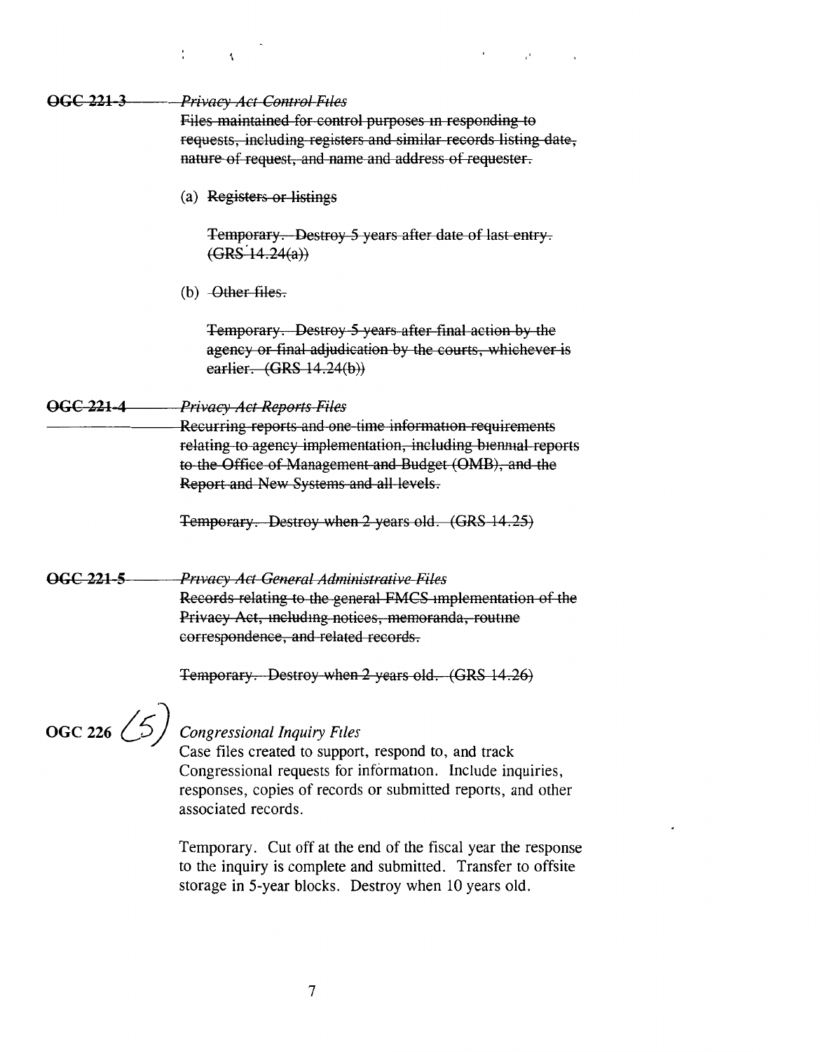~~**OGC 221-3**~~ ~~*Privacy Act Control Files*~~
~~Files maintained for control purposes in responding to requests, including registers and similar records listing date, nature of request, and name and address of requester.~~

(a) ~~Registers or listings~~

~~Temporary. Destroy 5 years after date of last entry. (GRS 14.24(a))~~

(b) ~~Other files.~~

~~Temporary. Destroy 5 years after final action by the agency or final adjudication by the courts, whichever is earlier. (GRS 14.24(b))~~

~~**OGC 221-4**~~ ~~*Privacy Act Reports Files*~~
~~Recurring reports and one-time information requirements relating to agency implementation, including biennial reports to the Office of Management and Budget (OMB), and the Report and New Systems and all levels.~~

~~Temporary. Destroy when 2 years old. (GRS 14.25)~~

~~**OGC 221-5**~~ ~~*Privacy Act General Administrative Files*~~
~~Records relating to the general FMCS implementation of the Privacy Act, including notices, memoranda, routine correspondence, and related records.~~

~~Temporary. Destroy when 2 years old. (GRS 14.26)~~

**OGC 226** (5) *Congressional Inquiry Files*
Case files created to support, respond to, and track Congressional requests for information. Include inquiries, responses, copies of records or submitted reports, and other associated records.

Temporary. Cut off at the end of the fiscal year the response to the inquiry is complete and submitted. Transfer to offsite storage in 5-year blocks. Destroy when 10 years old.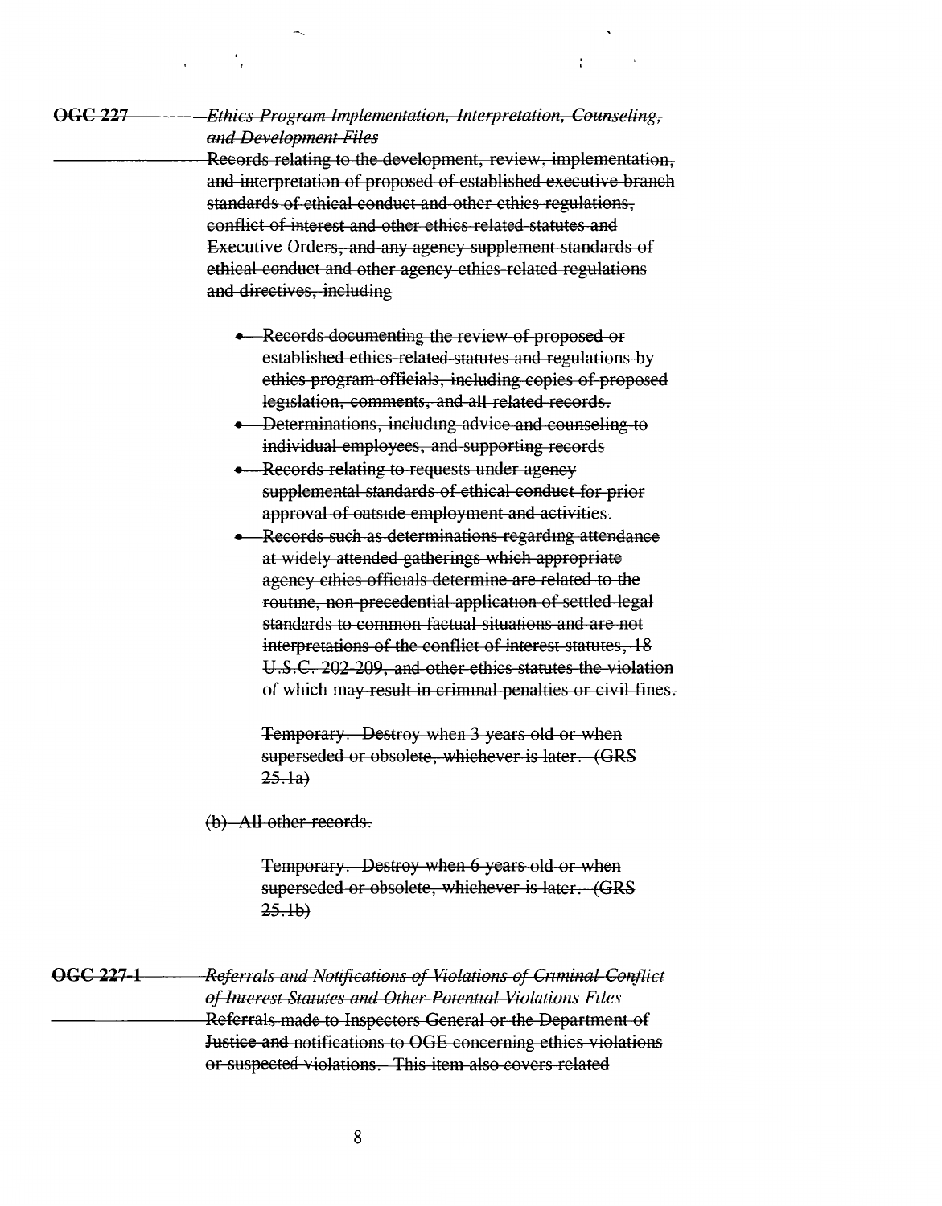~~**OGC 227**~~ ~~*Ethics Program Implementation, Interpretation, Counseling, and Development Files*~~

~~Records relating to the development, review, implementation, and interpretation of proposed of established executive branch standards of ethical conduct and other ethics regulations, conflict of interest and other ethics related statutes and Executive Orders, and any agency supplement standards of ethical conduct and other agency ethics-related regulations and directives, including~~

- ~~Records documenting the review of proposed or established ethics-related statutes and regulations by ethics program officials, including copies of proposed legislation, comments, and all related records.~~
- ~~Determinations, including advice and counseling to individual employees, and supporting records~~
- ~~Records relating to requests under agency supplemental standards of ethical conduct for prior approval of outside employment and activities.~~
- ~~Records such as determinations regarding attendance at widely attended gatherings which appropriate agency ethics officials determine are related to the routine, non-precedential application of settled legal standards to common factual situations and are not interpretations of the conflict of interest statutes, 18 U.S.C. 202-209, and other ethics statutes the violation of which may result in criminal penalties or civil fines.~~

  ~~Temporary. Destroy when 3 years old or when superseded or obsolete, whichever is later. (GRS 25.1a)~~

~~(b) All other records.~~

~~Temporary. Destroy when 6 years old or when superseded or obsolete, whichever is later. (GRS 25.1b)~~

~~**OGC 227-1**~~ ~~*Referrals and Notifications of Violations of Criminal Conflict of Interest Statutes and Other Potential Violations Files*~~

~~Referrals made to Inspectors General or the Department of Justice and notifications to OGE concerning ethics violations or suspected violations. This item also covers related~~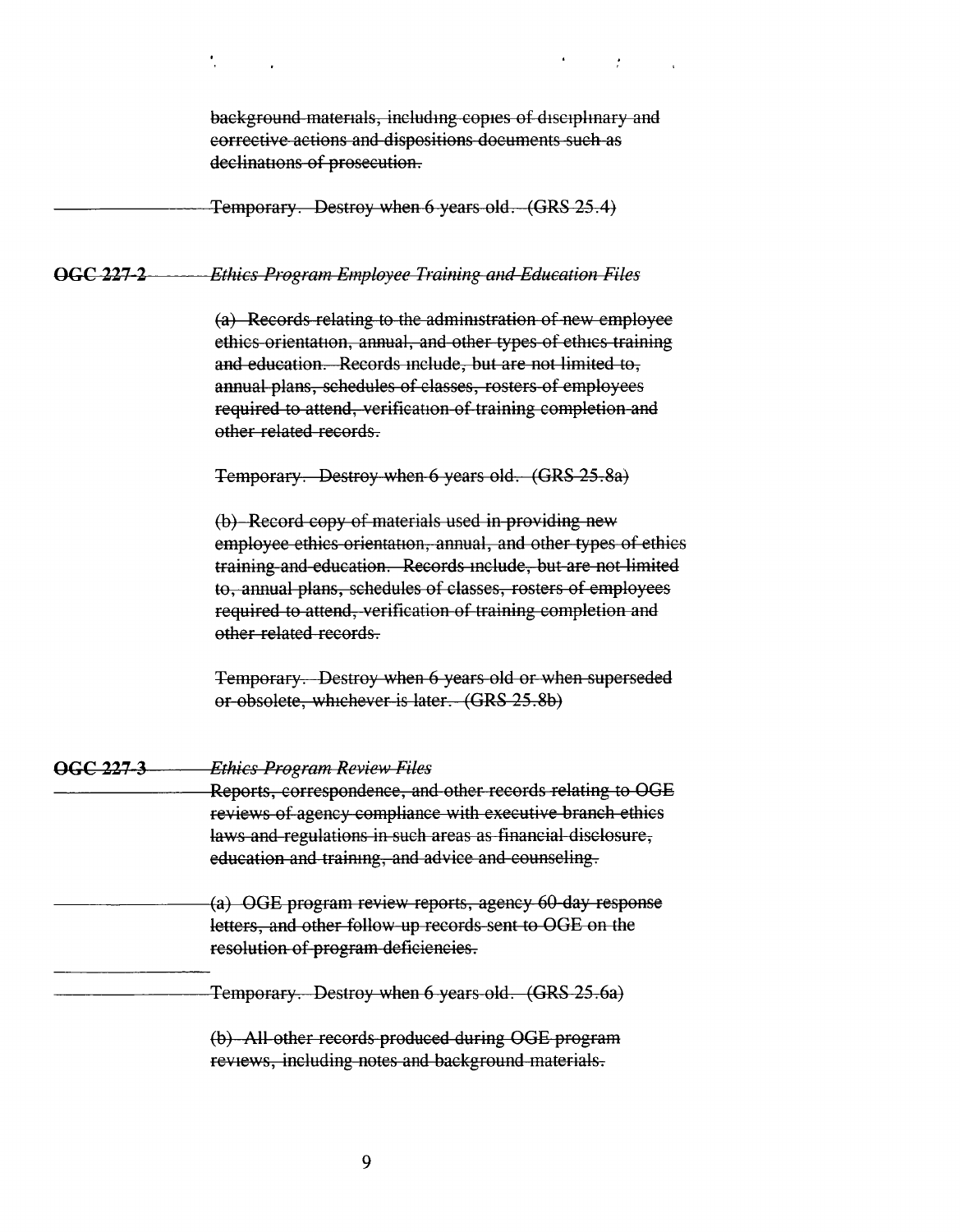~~background materials, including copies of disciplinary and corrective actions and dispositions documents such as declinations of prosecution.~~

~~Temporary. Destroy when 6 years old. (GRS 25.4)~~

~~**OGC 227-2** *Ethics Program Employee Training and Education Files*~~

~~(a) Records relating to the administration of new employee ethics orientation, annual, and other types of ethics training and education. Records include, but are not limited to, annual plans, schedules of classes, rosters of employees required to attend, verification of training completion and other related records.~~

~~Temporary. Destroy when 6 years old. (GRS 25.8a)~~

~~(b) Record copy of materials used in providing new employee ethics orientation, annual, and other types of ethics training and education. Records include, but are not limited to, annual plans, schedules of classes, rosters of employees required to attend, verification of training completion and other related records.~~

~~Temporary. Destroy when 6 years old or when superseded or obsolete, whichever is later. (GRS 25.8b)~~

~~**OGC 227-3** *Ethics Program Review Files*~~

~~Reports, correspondence, and other records relating to OGE reviews of agency compliance with executive branch ethics laws and regulations in such areas as financial disclosure, education and training, and advice and counseling.~~

~~(a) OGE program review reports, agency 60-day response letters, and other follow-up records sent to OGE on the resolution of program deficiencies.~~

~~Temporary. Destroy when 6 years old. (GRS 25.6a)~~

~~(b) All other records produced during OGE program reviews, including notes and background materials.~~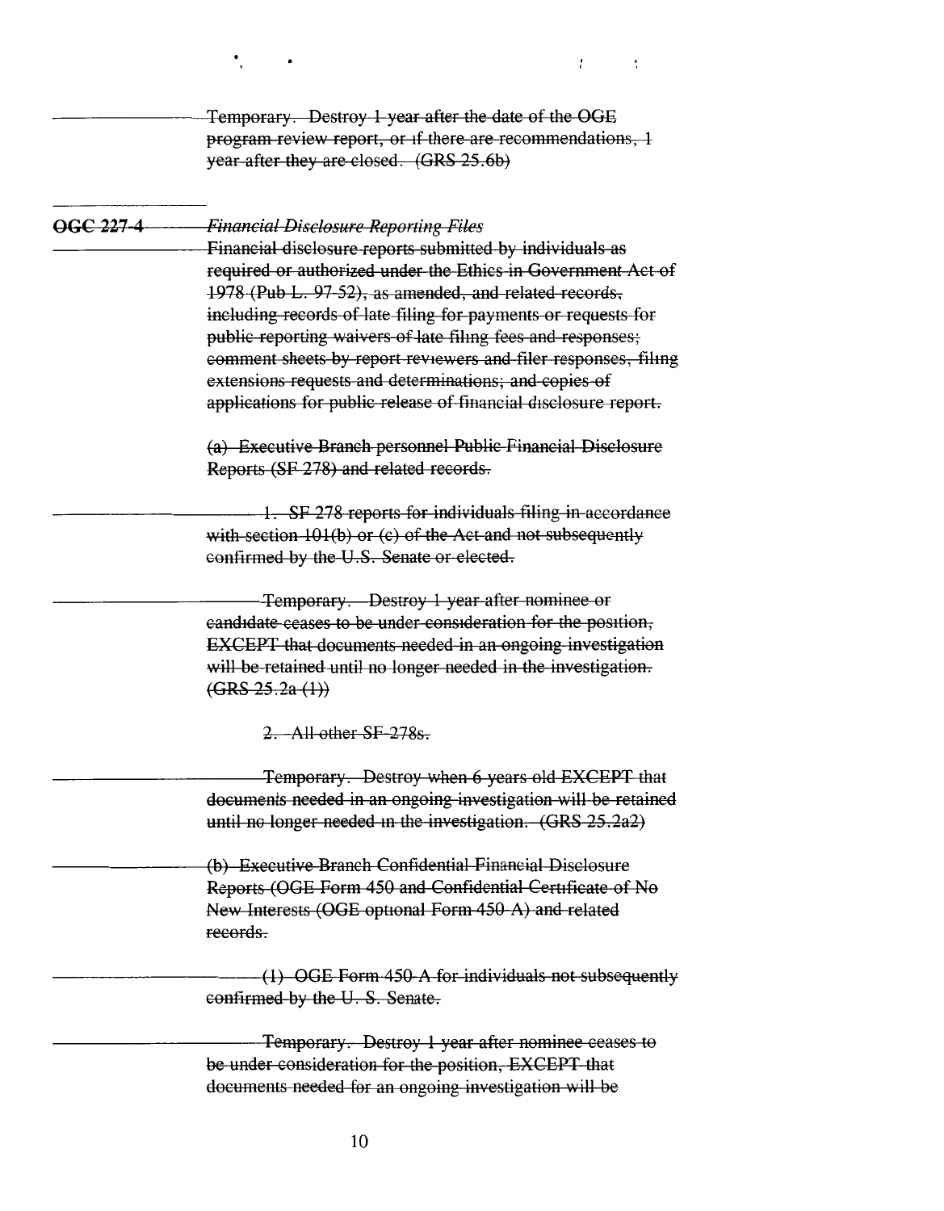~~Temporary. Destroy 1 year after the date of the OGE program review report, or if there are recommendations, 1 year after they are closed. (GRS 25.6b)~~

---

~~**OGC 227-4**~~ ~~*Financial Disclosure Reporting Files*~~

~~Financial disclosure reports submitted by individuals as required or authorized under the Ethics in Government Act of 1978 (Pub L. 97-52), as amended, and related records, including records of late filing for payments or requests for public reporting waivers of late filing fees and responses; comment sheets by report reviewers and filer responses, filing extensions requests and determinations; and copies of applications for public release of financial disclosure report.~~

~~(a) Executive Branch personnel Public Financial Disclosure Reports (SF 278) and related records.~~

~~1. SF 278 reports for individuals filing in accordance with section 101(b) or (c) of the Act and not subsequently confirmed by the U.S. Senate or elected.~~

~~Temporary. Destroy 1 year after nominee or candidate ceases to be under consideration for the position, EXCEPT that documents needed in an ongoing investigation will be retained until no longer needed in the investigation. (GRS 25.2a (1))~~

~~2. All other SF 278s.~~

~~Temporary. Destroy when 6 years old EXCEPT that documents needed in an ongoing investigation will be retained until no longer needed in the investigation. (GRS 25.2a2)~~

~~(b) Executive Branch Confidential Financial Disclosure Reports (OGE Form 450 and Confidential Certificate of No New Interests (OGE optional Form 450-A) and related records.~~

~~(1) OGE Form 450-A for individuals not subsequently confirmed by the U. S. Senate.~~

~~Temporary. Destroy 1 year after nominee ceases to be under consideration for the position, EXCEPT that documents needed for an ongoing investigation will be~~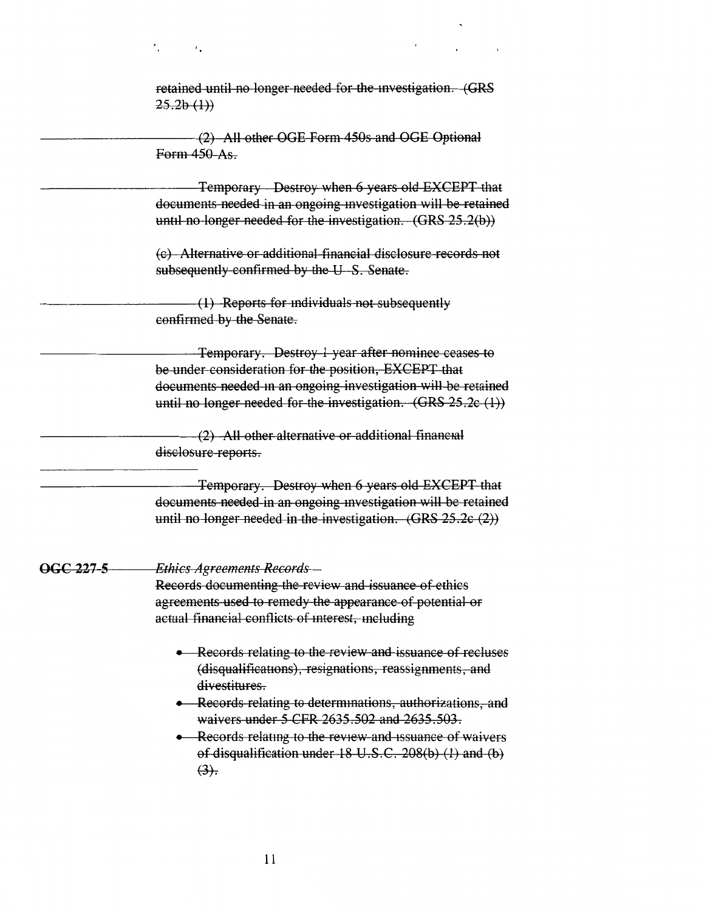~~retained until no longer needed for the investigation. (GRS 25.2b (1))~~

~~(2) All other OGE Form 450s and OGE Optional Form 450-As.~~

~~Temporary. Destroy when 6 years old EXCEPT that documents needed in an ongoing investigation will be retained until no longer needed for the investigation. (GRS 25.2(b))~~

~~(c) Alternative or additional financial disclosure records not subsequently confirmed by the U. S. Senate.~~

~~(1) Reports for individuals not subsequently confirmed by the Senate.~~

~~Temporary. Destroy 1 year after nominee ceases to be under consideration for the position, EXCEPT that documents needed in an ongoing investigation will be retained until no longer needed for the investigation. (GRS 25.2c (1))~~

~~(2) All other alternative or additional financial disclosure reports.~~

~~Temporary. Destroy when 6 years old EXCEPT that documents needed in an ongoing investigation will be retained until no longer needed in the investigation. (GRS 25.2c (2))~~

~~**OGC 227-5**~~ ~~*Ethics Agreements Records* –~~
~~Records documenting the review and issuance of ethics agreements used to remedy the appearance of potential or actual financial conflicts of interest, including~~

- ~~Records relating to the review and issuance of recluses (disqualifications), resignations, reassignments, and divestitures.~~
- ~~Records relating to determinations, authorizations, and waivers under 5 CFR 2635.502 and 2635.503.~~
- ~~Records relating to the review and issuance of waivers of disqualification under 18 U.S.C. 208(b) (1) and (b) (3).~~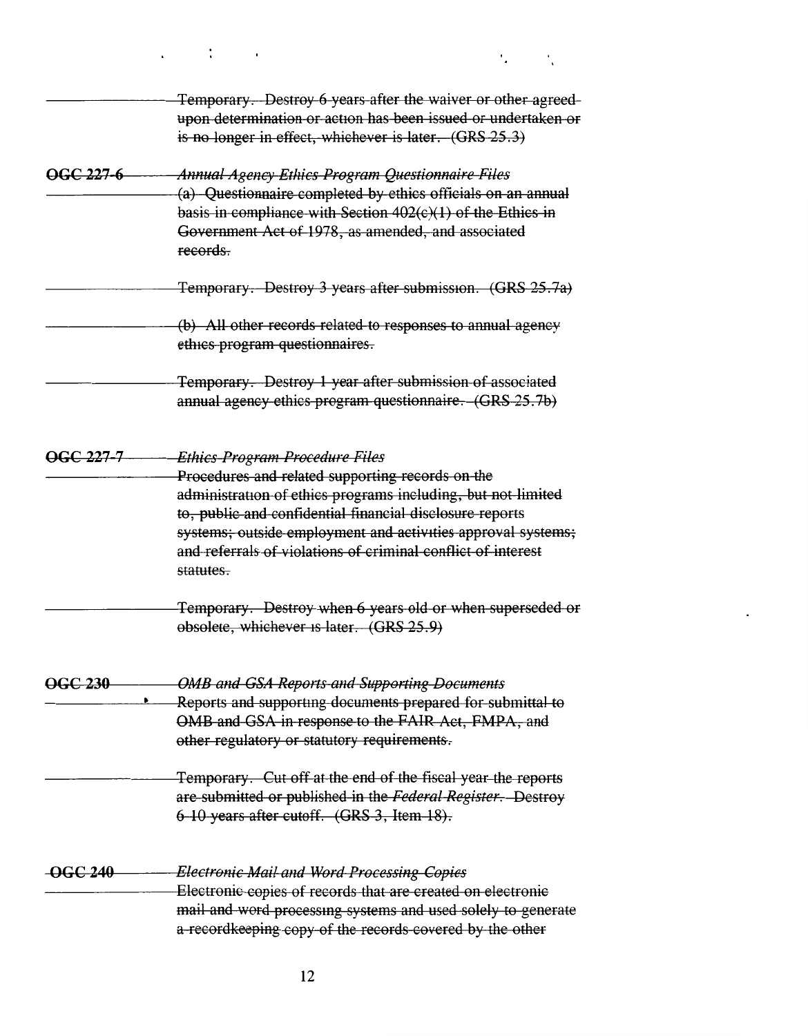~~Temporary. Destroy 6 years after the waiver or other agreed-upon determination or action has been issued or undertaken or is no longer in effect, whichever is later. (GRS 25.3)~~

~~**OGC 227-6**~~ ~~*Annual Agency Ethics Program Questionnaire Files*~~

~~(a) Questionnaire completed by ethics officials on an annual basis in compliance with Section 402(c)(1) of the Ethics in Government Act of 1978, as amended, and associated records.~~

~~Temporary. Destroy 3 years after submission. (GRS 25.7a)~~

~~(b) All other records related to responses to annual agency ethics program questionnaires.~~

~~Temporary. Destroy 1 year after submission of associated annual agency ethics program questionnaire. (GRS 25.7b)~~

~~**OGC 227-7**~~ ~~*Ethics Program Procedure Files*~~

~~Procedures and related supporting records on the administration of ethics programs including, but not limited to, public and confidential financial disclosure reports systems; outside employment and activities approval systems; and referrals of violations of criminal conflict of interest statutes.~~

~~Temporary. Destroy when 6 years old or when superseded or obsolete, whichever is later. (GRS 25.9)~~

~~**OGC 230**~~ ~~*OMB and GSA Reports and Supporting Documents*~~

~~Reports and supporting documents prepared for submittal to OMB and GSA in response to the FAIR Act, FMPA, and other regulatory or statutory requirements.~~

~~Temporary. Cut off at the end of the fiscal year the reports are submitted or published in the *Federal Register*. Destroy 6-10 years after cutoff. (GRS 3, Item 18).~~

~~**OGC 240**~~ ~~*Electronic Mail and Word Processing Copies*~~

~~Electronic copies of records that are created on electronic mail and word processing systems and used solely to generate a recordkeeping copy of the records covered by the other~~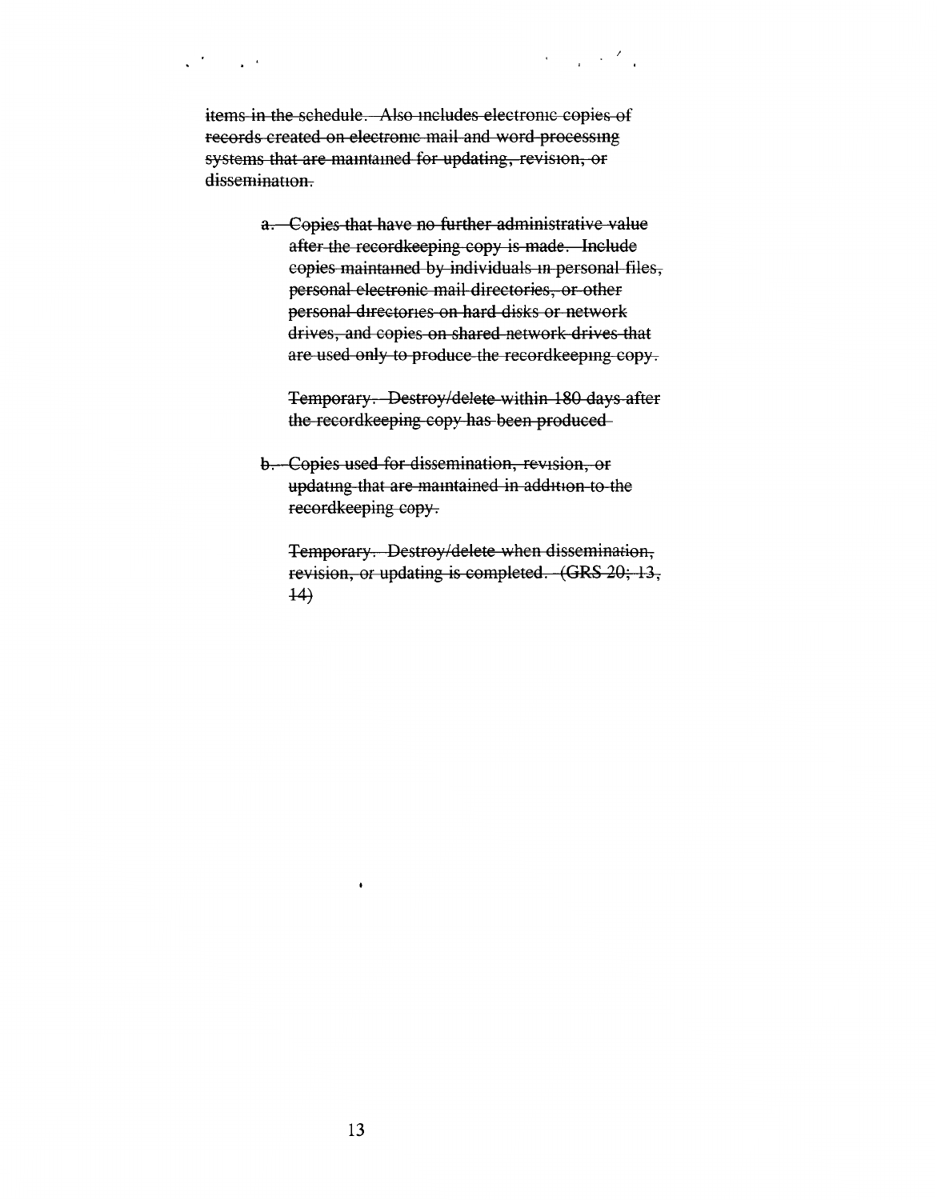~~items in the schedule. Also includes electronic copies of records created on electronic mail and word processing systems that are maintained for updating, revision, or dissemination.~~

~~a. Copies that have no further administrative value after the recordkeeping copy is made. Include copies maintained by individuals in personal files, personal electronic mail directories, or other personal directories on hard disks or network drives, and copies on shared network drives that are used only to produce the recordkeeping copy.~~

~~Temporary. Destroy/delete within 180 days after the recordkeeping copy has been produced~~

~~b. Copies used for dissemination, revision, or updating that are maintained in addition to the recordkeeping copy.~~

~~Temporary. Destroy/delete when dissemination, revision, or updating is completed. (GRS 20; 13, 14)~~